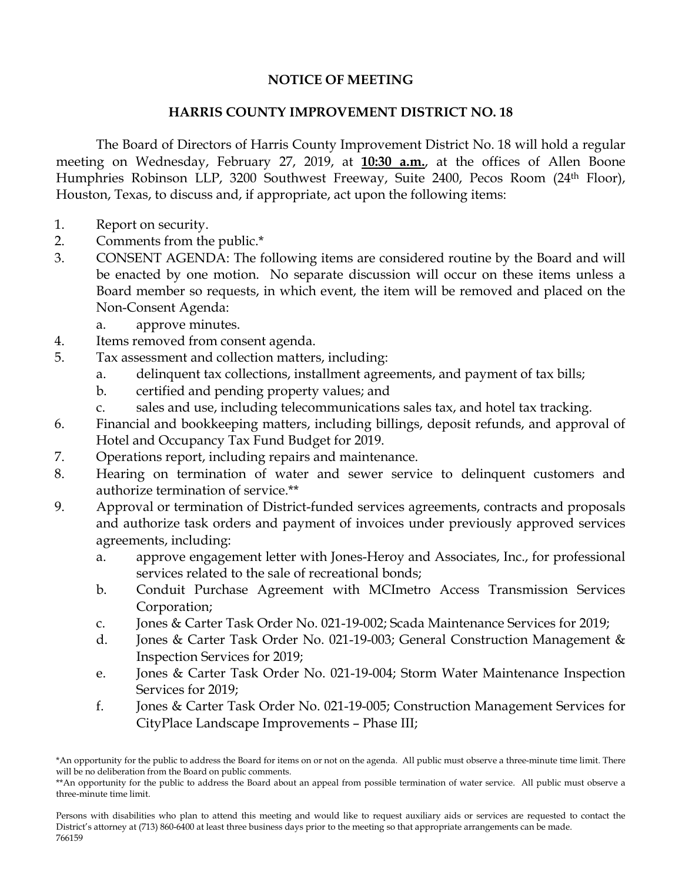# NOTICE OF MEETING

## HARRIS COUNTY IMPROVEMENT DISTRICT NO. 18

The Board of Directors of Harris County Improvement District No. 18 will hold a regular meeting on Wednesday, February 27, 2019, at **10:30 a.m.**, at the offices of Allen Boone Humphries Robinson LLP, 3200 Southwest Freeway, Suite 2400, Pecos Room (24th Floor), Houston, Texas, to discuss and, if appropriate, act upon the following items:

1. Report on security.
2. Comments from the public.*
3. CONSENT AGENDA: The following items are considered routine by the Board and will be enacted by one motion. No separate discussion will occur on these items unless a Board member so requests, in which event, the item will be removed and placed on the Non-Consent Agenda:
   a. approve minutes.
4. Items removed from consent agenda.
5. Tax assessment and collection matters, including:
   a. delinquent tax collections, installment agreements, and payment of tax bills;
   b. certified and pending property values; and
   c. sales and use, including telecommunications sales tax, and hotel tax tracking.
6. Financial and bookkeeping matters, including billings, deposit refunds, and approval of Hotel and Occupancy Tax Fund Budget for 2019.
7. Operations report, including repairs and maintenance.
8. Hearing on termination of water and sewer service to delinquent customers and authorize termination of service.**
9. Approval or termination of District-funded services agreements, contracts and proposals and authorize task orders and payment of invoices under previously approved services agreements, including:
   a. approve engagement letter with Jones-Heroy and Associates, Inc., for professional services related to the sale of recreational bonds;
   b. Conduit Purchase Agreement with MCImetro Access Transmission Services Corporation;
   c. Jones & Carter Task Order No. 021-19-002; Scada Maintenance Services for 2019;
   d. Jones & Carter Task Order No. 021-19-003; General Construction Management & Inspection Services for 2019;
   e. Jones & Carter Task Order No. 021-19-004; Storm Water Maintenance Inspection Services for 2019;
   f. Jones & Carter Task Order No. 021-19-005; Construction Management Services for CityPlace Landscape Improvements – Phase III;

*An opportunity for the public to address the Board for items on or not on the agenda. All public must observe a three-minute time limit. There will be no deliberation from the Board on public comments.

**An opportunity for the public to address the Board about an appeal from possible termination of water service. All public must observe a three-minute time limit.

Persons with disabilities who plan to attend this meeting and would like to request auxiliary aids or services are requested to contact the District's attorney at (713) 860-6400 at least three business days prior to the meeting so that appropriate arrangements can be made.

766159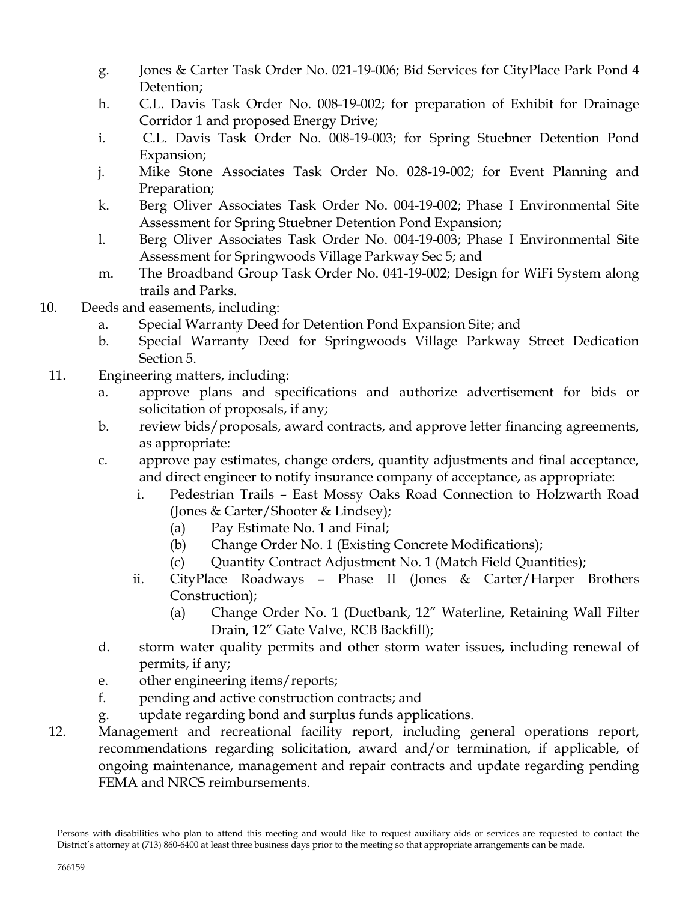g. Jones & Carter Task Order No. 021-19-006; Bid Services for CityPlace Park Pond 4 Detention;

h. C.L. Davis Task Order No. 008-19-002; for preparation of Exhibit for Drainage Corridor 1 and proposed Energy Drive;

i. C.L. Davis Task Order No. 008-19-003; for Spring Stuebner Detention Pond Expansion;

j. Mike Stone Associates Task Order No. 028-19-002; for Event Planning and Preparation;

k. Berg Oliver Associates Task Order No. 004-19-002; Phase I Environmental Site Assessment for Spring Stuebner Detention Pond Expansion;

l. Berg Oliver Associates Task Order No. 004-19-003; Phase I Environmental Site Assessment for Springwoods Village Parkway Sec 5; and

m. The Broadband Group Task Order No. 041-19-002; Design for WiFi System along trails and Parks.

10. Deeds and easements, including:

    a. Special Warranty Deed for Detention Pond Expansion Site; and

    b. Special Warranty Deed for Springwoods Village Parkway Street Dedication Section 5.

11. Engineering matters, including:

    a. approve plans and specifications and authorize advertisement for bids or solicitation of proposals, if any;

    b. review bids/proposals, award contracts, and approve letter financing agreements, as appropriate:

    c. approve pay estimates, change orders, quantity adjustments and final acceptance, and direct engineer to notify insurance company of acceptance, as appropriate:

        i. Pedestrian Trails – East Mossy Oaks Road Connection to Holzwarth Road (Jones & Carter/Shooter & Lindsey);

            (a) Pay Estimate No. 1 and Final;

            (b) Change Order No. 1 (Existing Concrete Modifications);

            (c) Quantity Contract Adjustment No. 1 (Match Field Quantities);

        ii. CityPlace Roadways – Phase II (Jones & Carter/Harper Brothers Construction);

            (a) Change Order No. 1 (Ductbank, 12" Waterline, Retaining Wall Filter Drain, 12" Gate Valve, RCB Backfill);

    d. storm water quality permits and other storm water issues, including renewal of permits, if any;

    e. other engineering items/reports;

    f. pending and active construction contracts; and

    g. update regarding bond and surplus funds applications.

12. Management and recreational facility report, including general operations report, recommendations regarding solicitation, award and/or termination, if applicable, of ongoing maintenance, management and repair contracts and update regarding pending FEMA and NRCS reimbursements.

Persons with disabilities who plan to attend this meeting and would like to request auxiliary aids or services are requested to contact the District's attorney at (713) 860-6400 at least three business days prior to the meeting so that appropriate arrangements can be made.

766159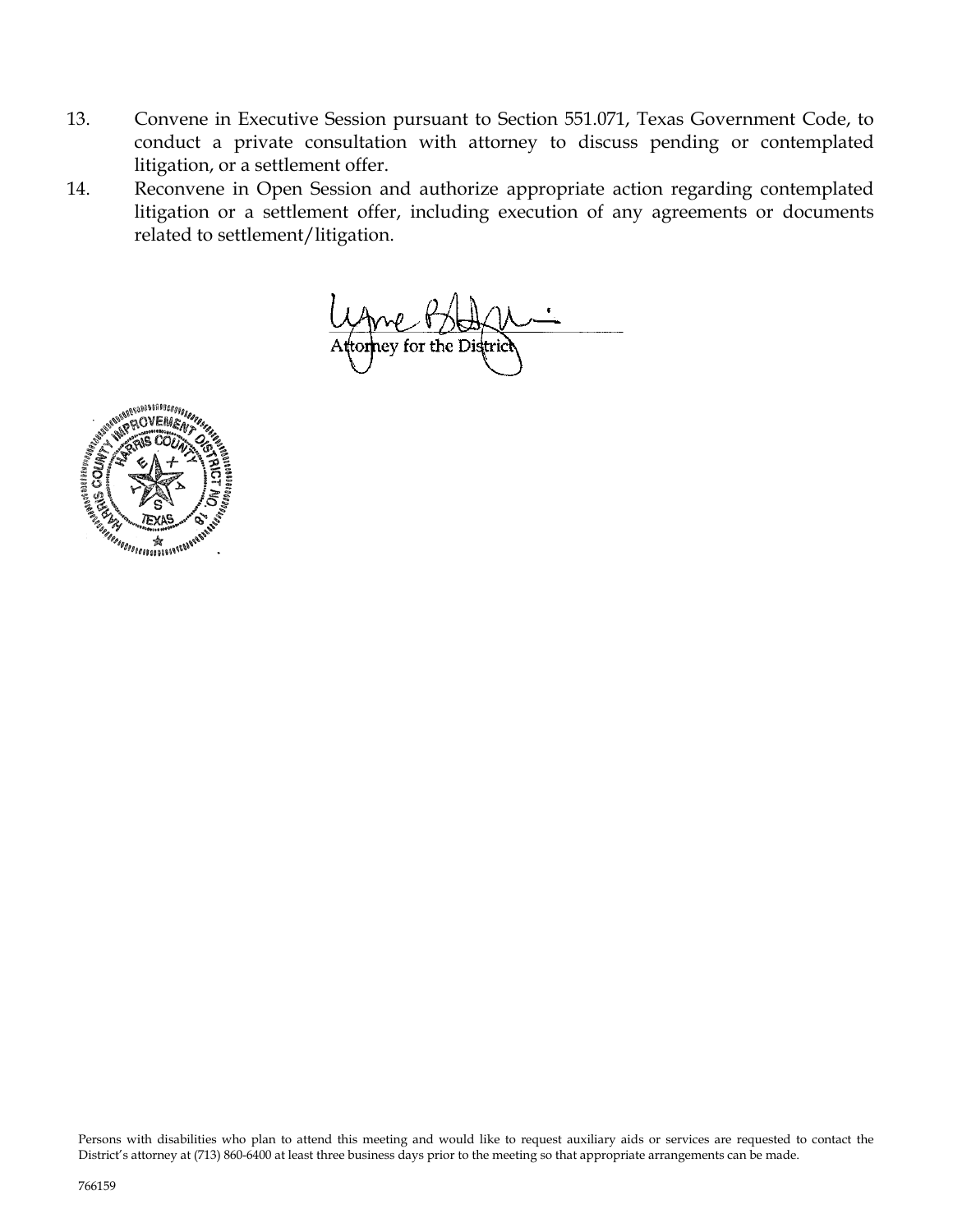13. Convene in Executive Session pursuant to Section 551.071, Texas Government Code, to conduct a private consultation with attorney to discuss pending or contemplated litigation, or a settlement offer.
14. Reconvene in Open Session and authorize appropriate action regarding contemplated litigation or a settlement offer, including execution of any agreements or documents related to settlement/litigation.

Attorney for the District

Persons with disabilities who plan to attend this meeting and would like to request auxiliary aids or services are requested to contact the District's attorney at (713) 860-6400 at least three business days prior to the meeting so that appropriate arrangements can be made.

766159